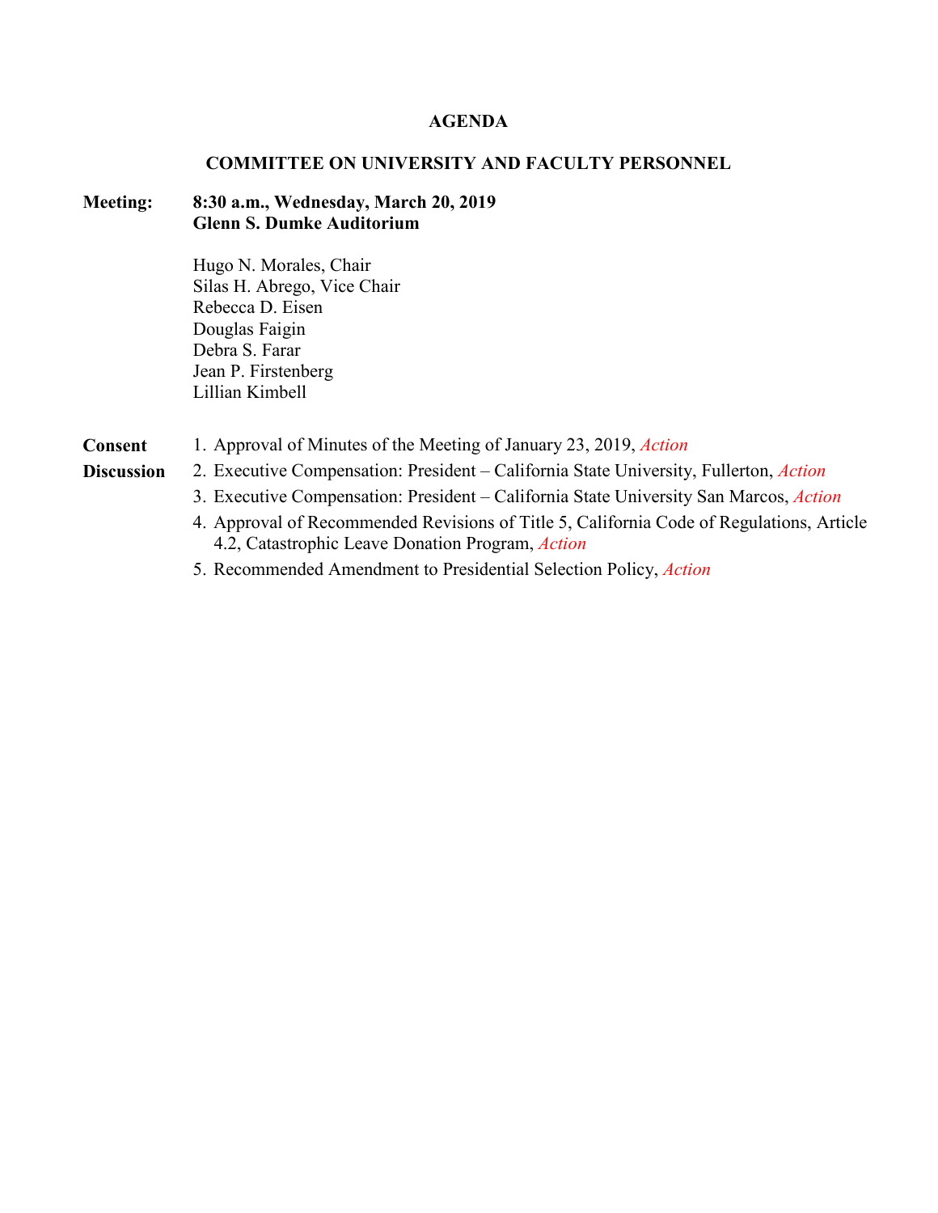# AGENDA

## COMMITTEE ON UNIVERSITY AND FACULTY PERSONNEL

**Meeting:** **8:30 a.m., Wednesday, March 20, 2019**
**Glenn S. Dumke Auditorium**

Hugo N. Morales, Chair
Silas H. Abrego, Vice Chair
Rebecca D. Eisen
Douglas Faigin
Debra S. Farar
Jean P. Firstenberg
Lillian Kimbell

**Consent**

1. Approval of Minutes of the Meeting of January 23, 2019, *Action*

**Discussion**

2. Executive Compensation: President – California State University, Fullerton, *Action*
3. Executive Compensation: President – California State University San Marcos, *Action*
4. Approval of Recommended Revisions of Title 5, California Code of Regulations, Article 4.2, Catastrophic Leave Donation Program, *Action*
5. Recommended Amendment to Presidential Selection Policy, *Action*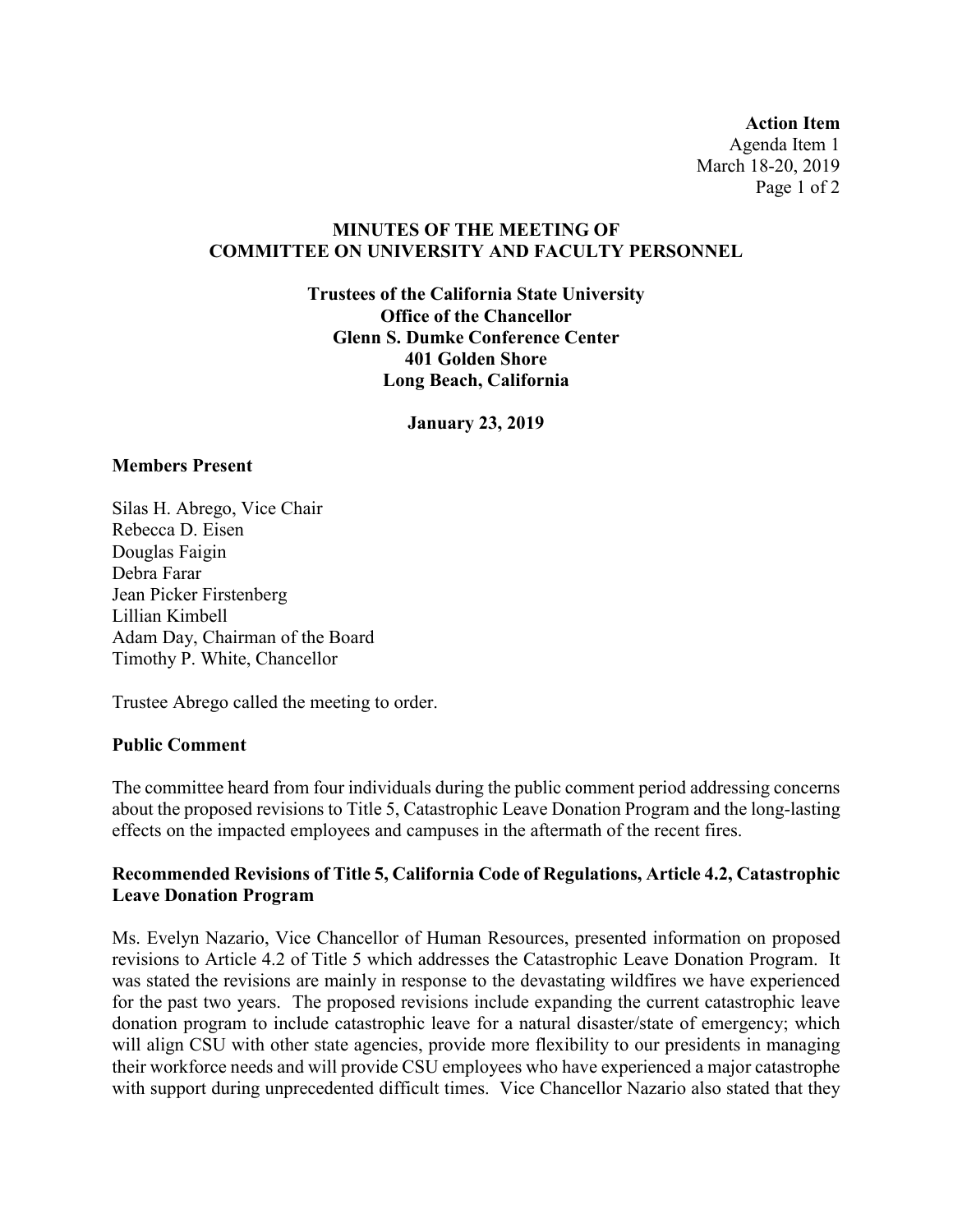**Action Item**
Agenda Item 1
March 18-20, 2019

## MINUTES OF THE MEETING OF COMMITTEE ON UNIVERSITY AND FACULTY PERSONNEL

**Trustees of the California State University**
**Office of the Chancellor**
**Glenn S. Dumke Conference Center**
**401 Golden Shore**
**Long Beach, California**

**January 23, 2019**

### Members Present

Silas H. Abrego, Vice Chair
Rebecca D. Eisen
Douglas Faigin
Debra Farar
Jean Picker Firstenberg
Lillian Kimbell
Adam Day, Chairman of the Board
Timothy P. White, Chancellor

Trustee Abrego called the meeting to order.

### Public Comment

The committee heard from four individuals during the public comment period addressing concerns about the proposed revisions to Title 5, Catastrophic Leave Donation Program and the long-lasting effects on the impacted employees and campuses in the aftermath of the recent fires.

### Recommended Revisions of Title 5, California Code of Regulations, Article 4.2, Catastrophic Leave Donation Program

Ms. Evelyn Nazario, Vice Chancellor of Human Resources, presented information on proposed revisions to Article 4.2 of Title 5 which addresses the Catastrophic Leave Donation Program. It was stated the revisions are mainly in response to the devastating wildfires we have experienced for the past two years. The proposed revisions include expanding the current catastrophic leave donation program to include catastrophic leave for a natural disaster/state of emergency; which will align CSU with other state agencies, provide more flexibility to our presidents in managing their workforce needs and will provide CSU employees who have experienced a major catastrophe with support during unprecedented difficult times. Vice Chancellor Nazario also stated that they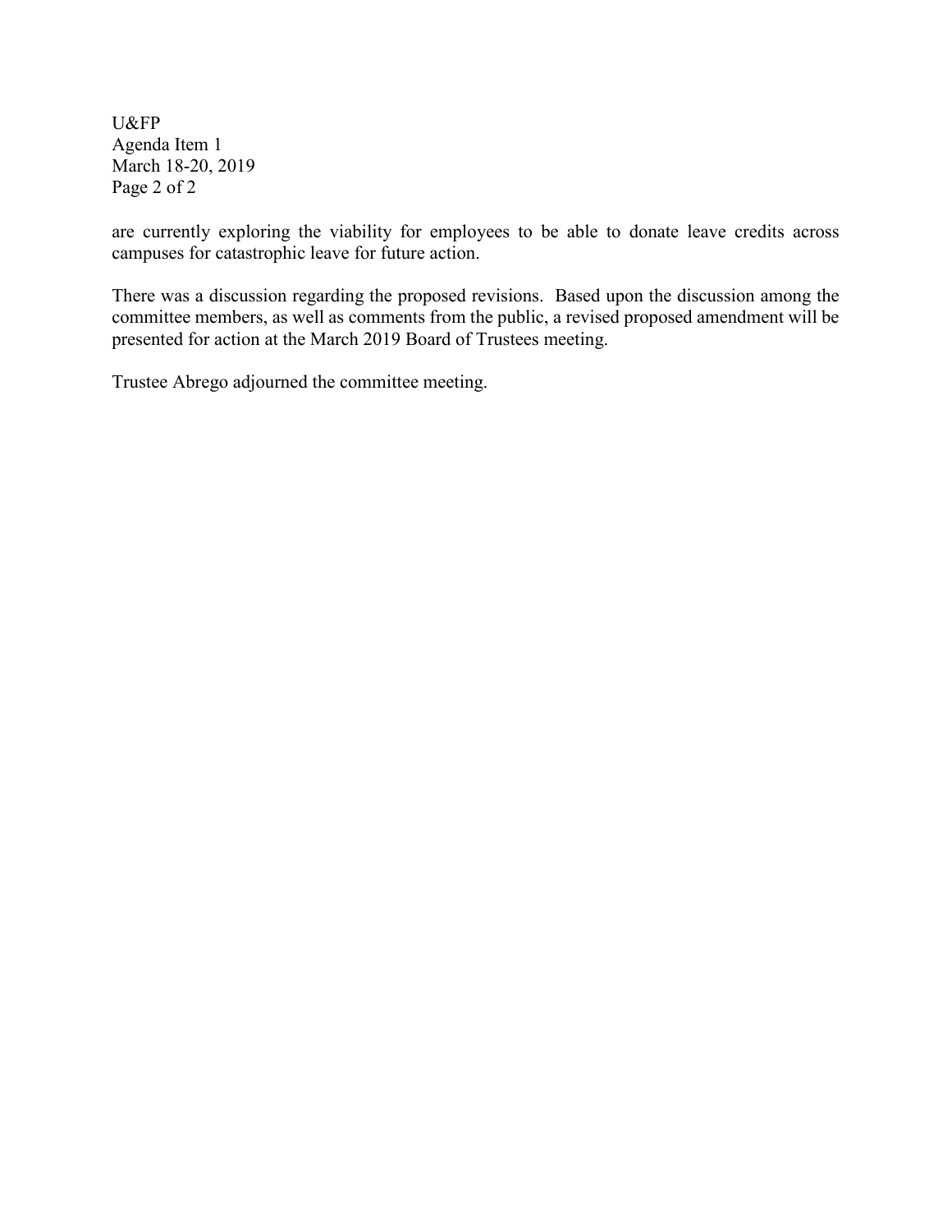are currently exploring the viability for employees to be able to donate leave credits across campuses for catastrophic leave for future action.

There was a discussion regarding the proposed revisions. Based upon the discussion among the committee members, as well as comments from the public, a revised proposed amendment will be presented for action at the March 2019 Board of Trustees meeting.

Trustee Abrego adjourned the committee meeting.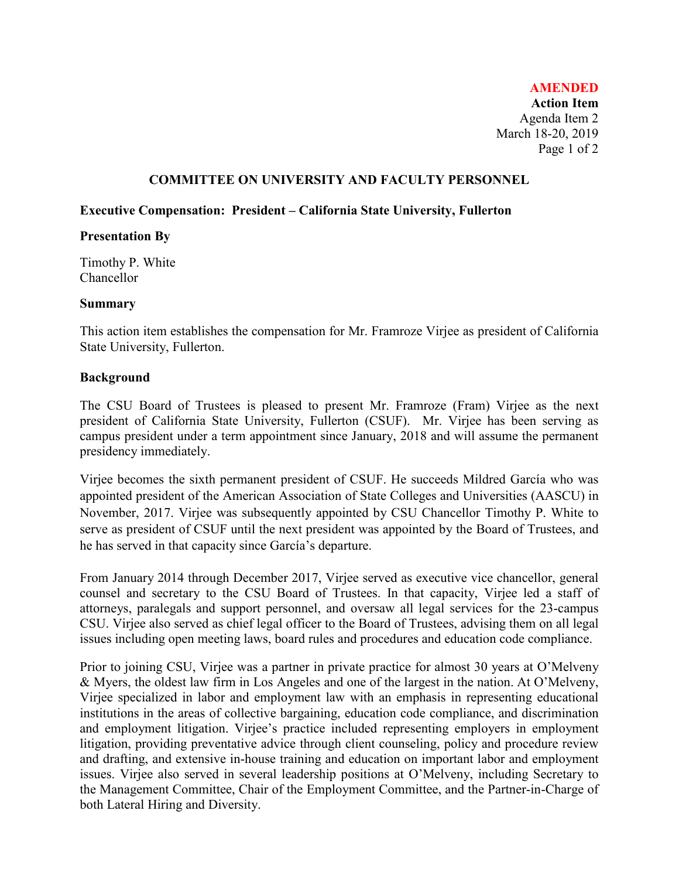**AMENDED**
**Action Item**
Agenda Item 2
March 18-20, 2019

## COMMITTEE ON UNIVERSITY AND FACULTY PERSONNEL

### Executive Compensation: President – California State University, Fullerton

### Presentation By

Timothy P. White
Chancellor

### Summary

This action item establishes the compensation for Mr. Framroze Virjee as president of California State University, Fullerton.

### Background

The CSU Board of Trustees is pleased to present Mr. Framroze (Fram) Virjee as the next president of California State University, Fullerton (CSUF). Mr. Virjee has been serving as campus president under a term appointment since January, 2018 and will assume the permanent presidency immediately.

Virjee becomes the sixth permanent president of CSUF. He succeeds Mildred García who was appointed president of the American Association of State Colleges and Universities (AASCU) in November, 2017. Virjee was subsequently appointed by CSU Chancellor Timothy P. White to serve as president of CSUF until the next president was appointed by the Board of Trustees, and he has served in that capacity since García's departure.

From January 2014 through December 2017, Virjee served as executive vice chancellor, general counsel and secretary to the CSU Board of Trustees. In that capacity, Virjee led a staff of attorneys, paralegals and support personnel, and oversaw all legal services for the 23-campus CSU. Virjee also served as chief legal officer to the Board of Trustees, advising them on all legal issues including open meeting laws, board rules and procedures and education code compliance.

Prior to joining CSU, Virjee was a partner in private practice for almost 30 years at O'Melveny & Myers, the oldest law firm in Los Angeles and one of the largest in the nation. At O'Melveny, Virjee specialized in labor and employment law with an emphasis in representing educational institutions in the areas of collective bargaining, education code compliance, and discrimination and employment litigation. Virjee's practice included representing employers in employment litigation, providing preventative advice through client counseling, policy and procedure review and drafting, and extensive in-house training and education on important labor and employment issues. Virjee also served in several leadership positions at O'Melveny, including Secretary to the Management Committee, Chair of the Employment Committee, and the Partner-in-Charge of both Lateral Hiring and Diversity.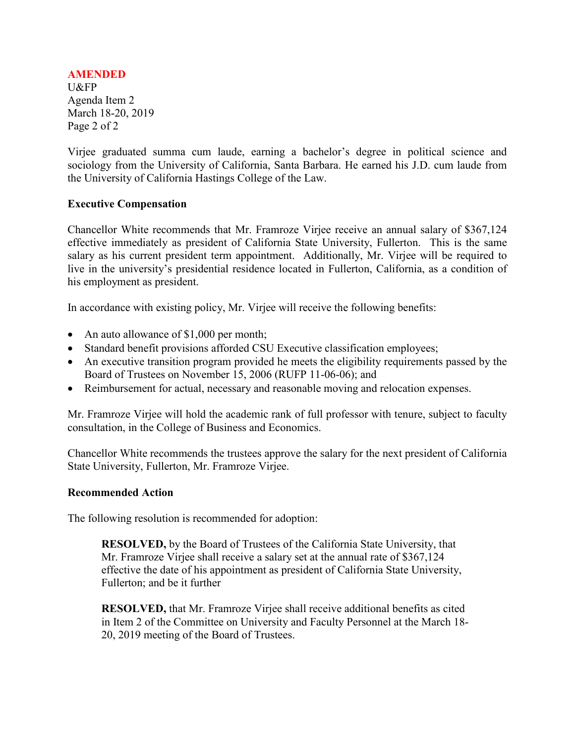**AMENDED**

Virjee graduated summa cum laude, earning a bachelor's degree in political science and sociology from the University of California, Santa Barbara. He earned his J.D. cum laude from the University of California Hastings College of the Law.

**Executive Compensation**

Chancellor White recommends that Mr. Framroze Virjee receive an annual salary of $367,124 effective immediately as president of California State University, Fullerton. This is the same salary as his current president term appointment. Additionally, Mr. Virjee will be required to live in the university's presidential residence located in Fullerton, California, as a condition of his employment as president.

In accordance with existing policy, Mr. Virjee will receive the following benefits:

- An auto allowance of $1,000 per month;
- Standard benefit provisions afforded CSU Executive classification employees;
- An executive transition program provided he meets the eligibility requirements passed by the Board of Trustees on November 15, 2006 (RUFP 11-06-06); and
- Reimbursement for actual, necessary and reasonable moving and relocation expenses.

Mr. Framroze Virjee will hold the academic rank of full professor with tenure, subject to faculty consultation, in the College of Business and Economics.

Chancellor White recommends the trustees approve the salary for the next president of California State University, Fullerton, Mr. Framroze Virjee.

**Recommended Action**

The following resolution is recommended for adoption:

> **RESOLVED,** by the Board of Trustees of the California State University, that Mr. Framroze Virjee shall receive a salary set at the annual rate of $367,124 effective the date of his appointment as president of California State University, Fullerton; and be it further
>
> **RESOLVED,** that Mr. Framroze Virjee shall receive additional benefits as cited in Item 2 of the Committee on University and Faculty Personnel at the March 18-20, 2019 meeting of the Board of Trustees.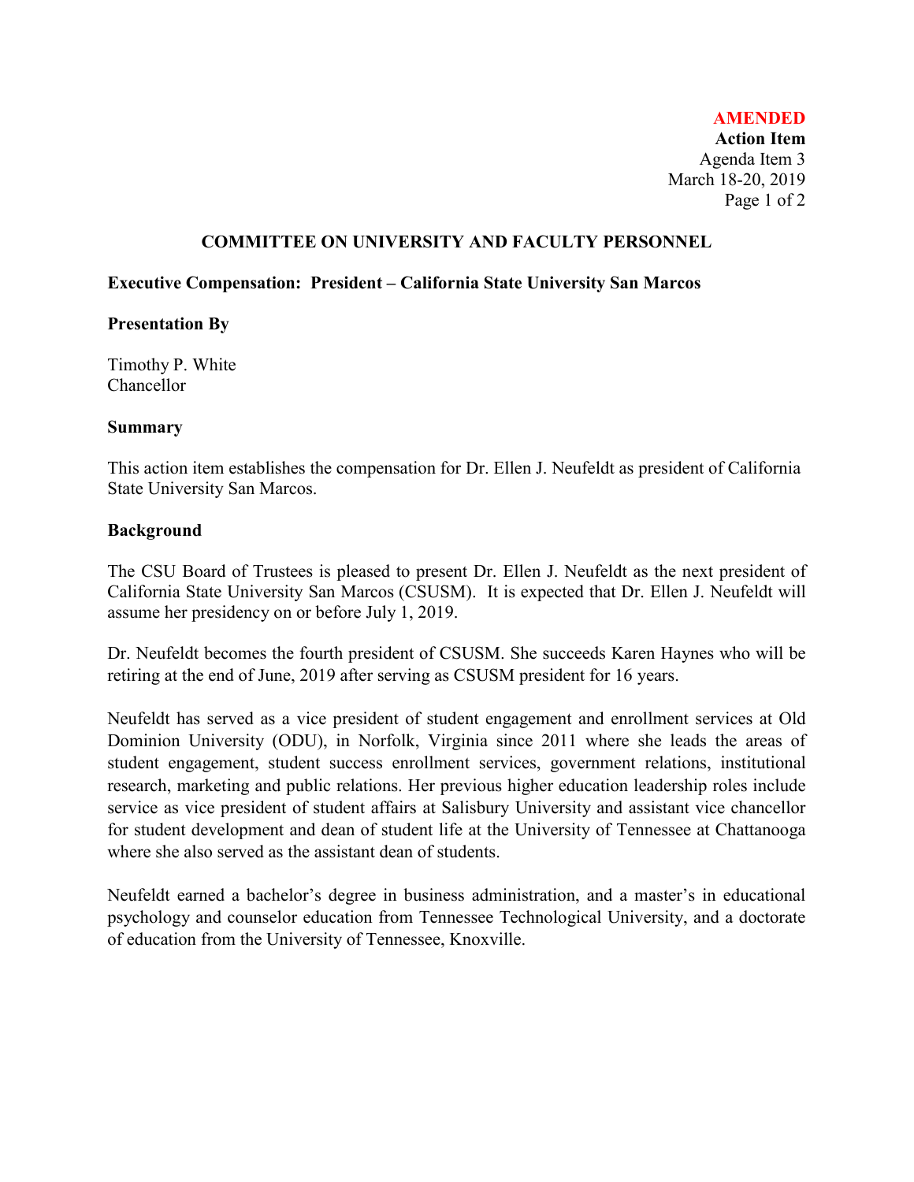**AMENDED**
**Action Item**
Agenda Item 3
March 18-20, 2019

## COMMITTEE ON UNIVERSITY AND FACULTY PERSONNEL

### Executive Compensation: President – California State University San Marcos

### Presentation By

Timothy P. White
Chancellor

### Summary

This action item establishes the compensation for Dr. Ellen J. Neufeldt as president of California State University San Marcos.

### Background

The CSU Board of Trustees is pleased to present Dr. Ellen J. Neufeldt as the next president of California State University San Marcos (CSUSM). It is expected that Dr. Ellen J. Neufeldt will assume her presidency on or before July 1, 2019.

Dr. Neufeldt becomes the fourth president of CSUSM. She succeeds Karen Haynes who will be retiring at the end of June, 2019 after serving as CSUSM president for 16 years.

Neufeldt has served as a vice president of student engagement and enrollment services at Old Dominion University (ODU), in Norfolk, Virginia since 2011 where she leads the areas of student engagement, student success enrollment services, government relations, institutional research, marketing and public relations. Her previous higher education leadership roles include service as vice president of student affairs at Salisbury University and assistant vice chancellor for student development and dean of student life at the University of Tennessee at Chattanooga where she also served as the assistant dean of students.

Neufeldt earned a bachelor's degree in business administration, and a master's in educational psychology and counselor education from Tennessee Technological University, and a doctorate of education from the University of Tennessee, Knoxville.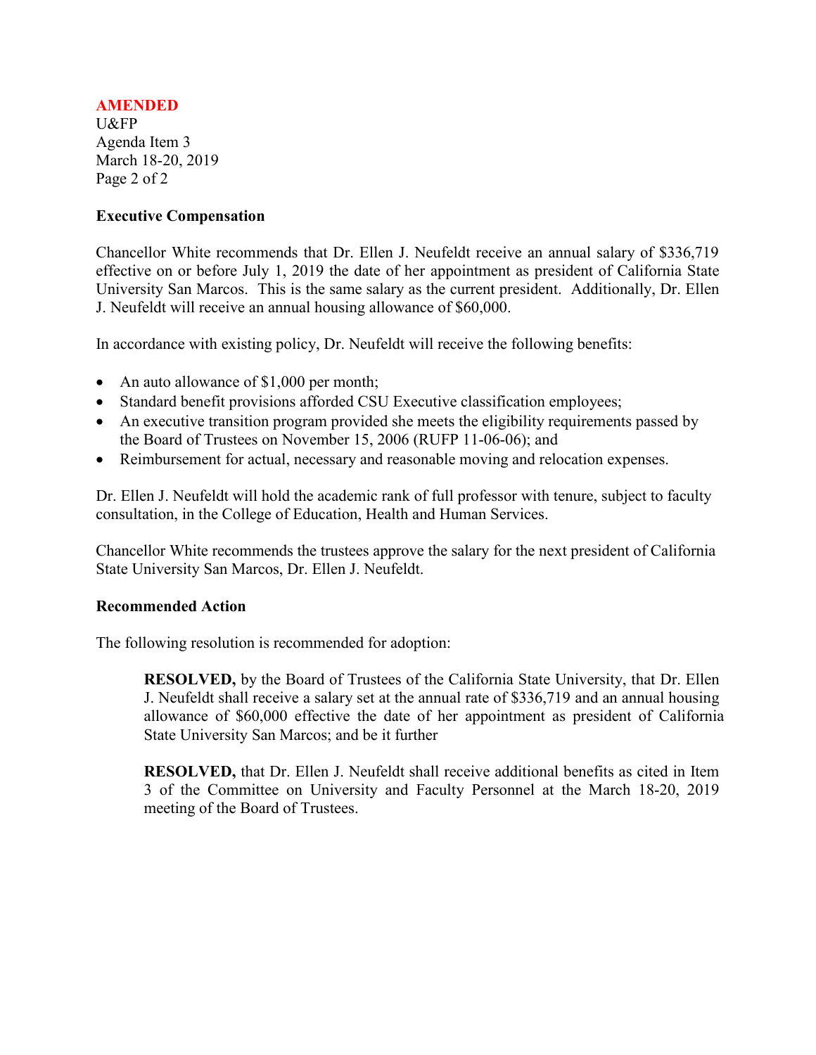**AMENDED**
U&FP
Agenda Item 3
March 18-20, 2019

### Executive Compensation

Chancellor White recommends that Dr. Ellen J. Neufeldt receive an annual salary of $336,719 effective on or before July 1, 2019 the date of her appointment as president of California State University San Marcos. This is the same salary as the current president. Additionally, Dr. Ellen J. Neufeldt will receive an annual housing allowance of $60,000.

In accordance with existing policy, Dr. Neufeldt will receive the following benefits:

- An auto allowance of $1,000 per month;
- Standard benefit provisions afforded CSU Executive classification employees;
- An executive transition program provided she meets the eligibility requirements passed by the Board of Trustees on November 15, 2006 (RUFP 11-06-06); and
- Reimbursement for actual, necessary and reasonable moving and relocation expenses.

Dr. Ellen J. Neufeldt will hold the academic rank of full professor with tenure, subject to faculty consultation, in the College of Education, Health and Human Services.

Chancellor White recommends the trustees approve the salary for the next president of California State University San Marcos, Dr. Ellen J. Neufeldt.

### Recommended Action

The following resolution is recommended for adoption:

> **RESOLVED,** by the Board of Trustees of the California State University, that Dr. Ellen J. Neufeldt shall receive a salary set at the annual rate of $336,719 and an annual housing allowance of $60,000 effective the date of her appointment as president of California State University San Marcos; and be it further
>
> **RESOLVED,** that Dr. Ellen J. Neufeldt shall receive additional benefits as cited in Item 3 of the Committee on University and Faculty Personnel at the March 18-20, 2019 meeting of the Board of Trustees.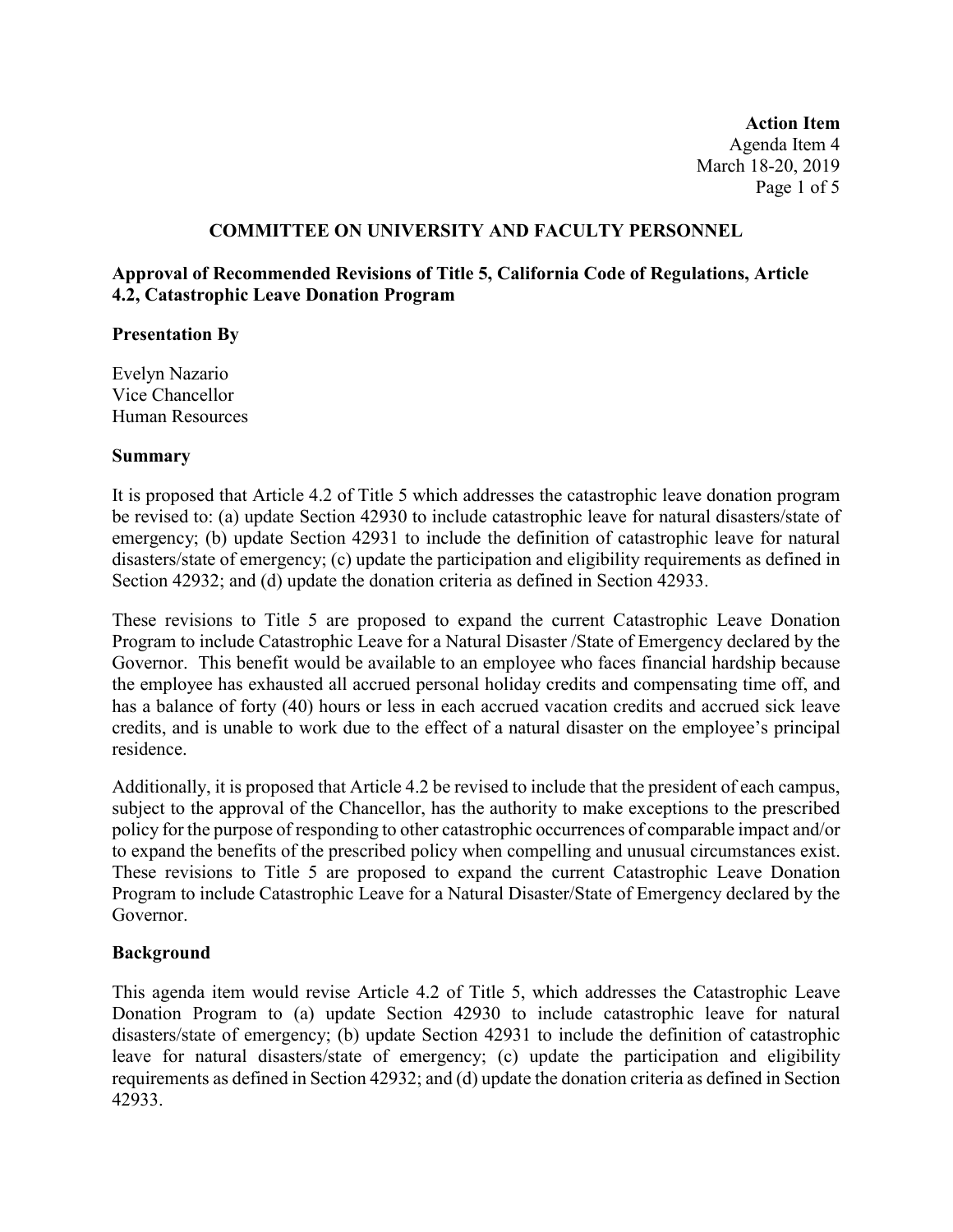**Action Item**
Agenda Item 4
March 18-20, 2019

## COMMITTEE ON UNIVERSITY AND FACULTY PERSONNEL

**Approval of Recommended Revisions of Title 5, California Code of Regulations, Article 4.2, Catastrophic Leave Donation Program**

**Presentation By**

Evelyn Nazario
Vice Chancellor
Human Resources

**Summary**

It is proposed that Article 4.2 of Title 5 which addresses the catastrophic leave donation program be revised to: (a) update Section 42930 to include catastrophic leave for natural disasters/state of emergency; (b) update Section 42931 to include the definition of catastrophic leave for natural disasters/state of emergency; (c) update the participation and eligibility requirements as defined in Section 42932; and (d) update the donation criteria as defined in Section 42933.

These revisions to Title 5 are proposed to expand the current Catastrophic Leave Donation Program to include Catastrophic Leave for a Natural Disaster /State of Emergency declared by the Governor. This benefit would be available to an employee who faces financial hardship because the employee has exhausted all accrued personal holiday credits and compensating time off, and has a balance of forty (40) hours or less in each accrued vacation credits and accrued sick leave credits, and is unable to work due to the effect of a natural disaster on the employee's principal residence.

Additionally, it is proposed that Article 4.2 be revised to include that the president of each campus, subject to the approval of the Chancellor, has the authority to make exceptions to the prescribed policy for the purpose of responding to other catastrophic occurrences of comparable impact and/or to expand the benefits of the prescribed policy when compelling and unusual circumstances exist. These revisions to Title 5 are proposed to expand the current Catastrophic Leave Donation Program to include Catastrophic Leave for a Natural Disaster/State of Emergency declared by the Governor.

**Background**

This agenda item would revise Article 4.2 of Title 5, which addresses the Catastrophic Leave Donation Program to (a) update Section 42930 to include catastrophic leave for natural disasters/state of emergency; (b) update Section 42931 to include the definition of catastrophic leave for natural disasters/state of emergency; (c) update the participation and eligibility requirements as defined in Section 42932; and (d) update the donation criteria as defined in Section 42933.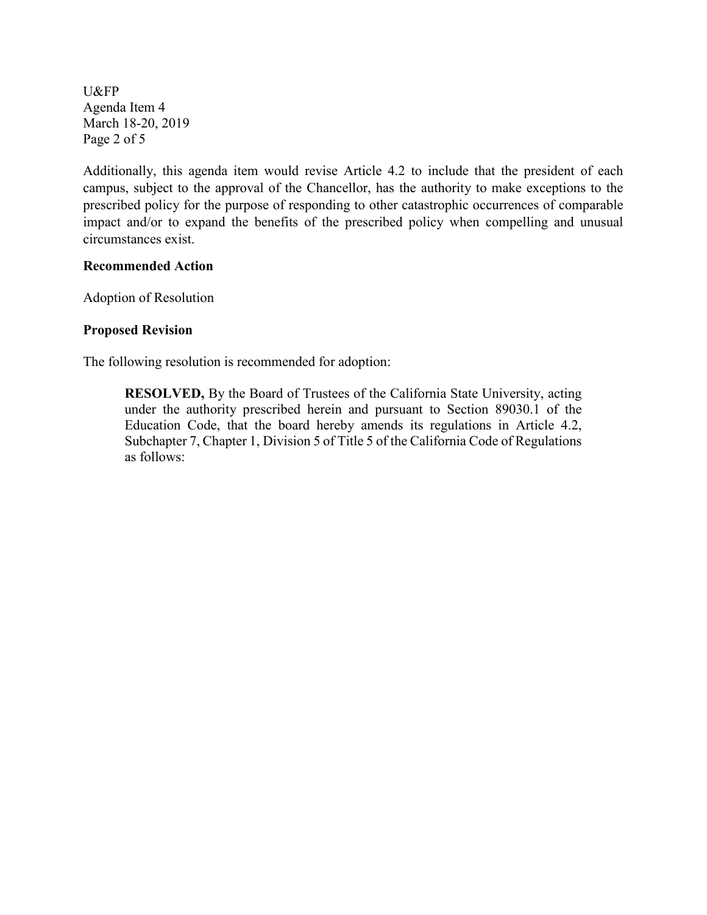Additionally, this agenda item would revise Article 4.2 to include that the president of each campus, subject to the approval of the Chancellor, has the authority to make exceptions to the prescribed policy for the purpose of responding to other catastrophic occurrences of comparable impact and/or to expand the benefits of the prescribed policy when compelling and unusual circumstances exist.

**Recommended Action**

Adoption of Resolution

**Proposed Revision**

The following resolution is recommended for adoption:

> **RESOLVED,** By the Board of Trustees of the California State University, acting under the authority prescribed herein and pursuant to Section 89030.1 of the Education Code, that the board hereby amends its regulations in Article 4.2, Subchapter 7, Chapter 1, Division 5 of Title 5 of the California Code of Regulations as follows: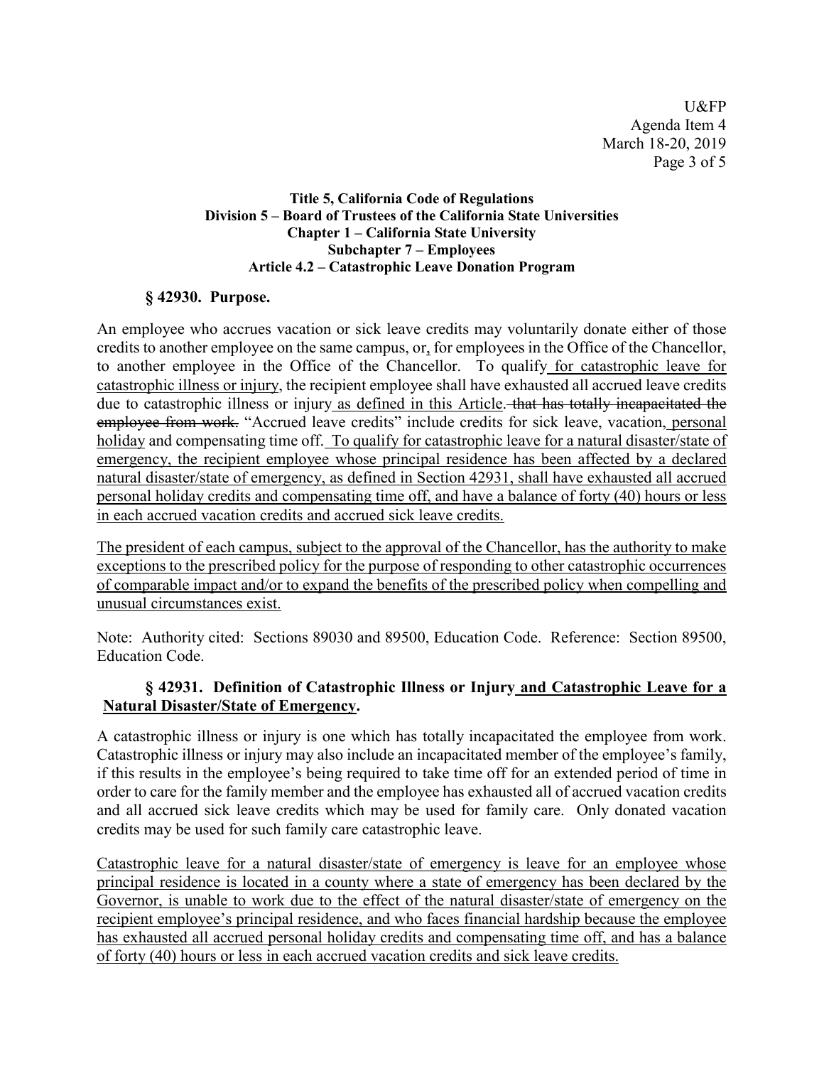**Title 5, California Code of Regulations**
**Division 5 – Board of Trustees of the California State Universities**
**Chapter 1 – California State University**
**Subchapter 7 – Employees**
**Article 4.2 – Catastrophic Leave Donation Program**

### § 42930. Purpose.

An employee who accrues vacation or sick leave credits may voluntarily donate either of those credits to another employee on the same campus, or, for employees in the Office of the Chancellor, to another employee in the Office of the Chancellor. To qualify <u>for catastrophic leave for catastrophic illness or injury</u>, the recipient employee shall have exhausted all accrued leave credits due to catastrophic illness or injury <u>as defined in this Article</u>. ~~that has totally incapacitated the employee from work.~~ "Accrued leave credits" include credits for sick leave, vacation, <u>personal holiday</u> and compensating time off. <u>To qualify for catastrophic leave for a natural disaster/state of emergency, the recipient employee whose principal residence has been affected by a declared natural disaster/state of emergency, as defined in Section 42931, shall have exhausted all accrued personal holiday credits and compensating time off, and have a balance of forty (40) hours or less in each accrued vacation credits and accrued sick leave credits.</u>

<u>The president of each campus, subject to the approval of the Chancellor, has the authority to make exceptions to the prescribed policy for the purpose of responding to other catastrophic occurrences of comparable impact and/or to expand the benefits of the prescribed policy when compelling and unusual circumstances exist.</u>

Note: Authority cited: Sections 89030 and 89500, Education Code. Reference: Section 89500, Education Code.

### § 42931. Definition of Catastrophic Illness or Injury <u>and Catastrophic Leave for a Natural Disaster/State of Emergency</u>.

A catastrophic illness or injury is one which has totally incapacitated the employee from work. Catastrophic illness or injury may also include an incapacitated member of the employee's family, if this results in the employee's being required to take time off for an extended period of time in order to care for the family member and the employee has exhausted all of accrued vacation credits and all accrued sick leave credits which may be used for family care. Only donated vacation credits may be used for such family care catastrophic leave.

<u>Catastrophic leave for a natural disaster/state of emergency is leave for an employee whose principal residence is located in a county where a state of emergency has been declared by the Governor, is unable to work due to the effect of the natural disaster/state of emergency on the recipient employee's principal residence, and who faces financial hardship because the employee has exhausted all accrued personal holiday credits and compensating time off, and has a balance of forty (40) hours or less in each accrued vacation credits and sick leave credits.</u>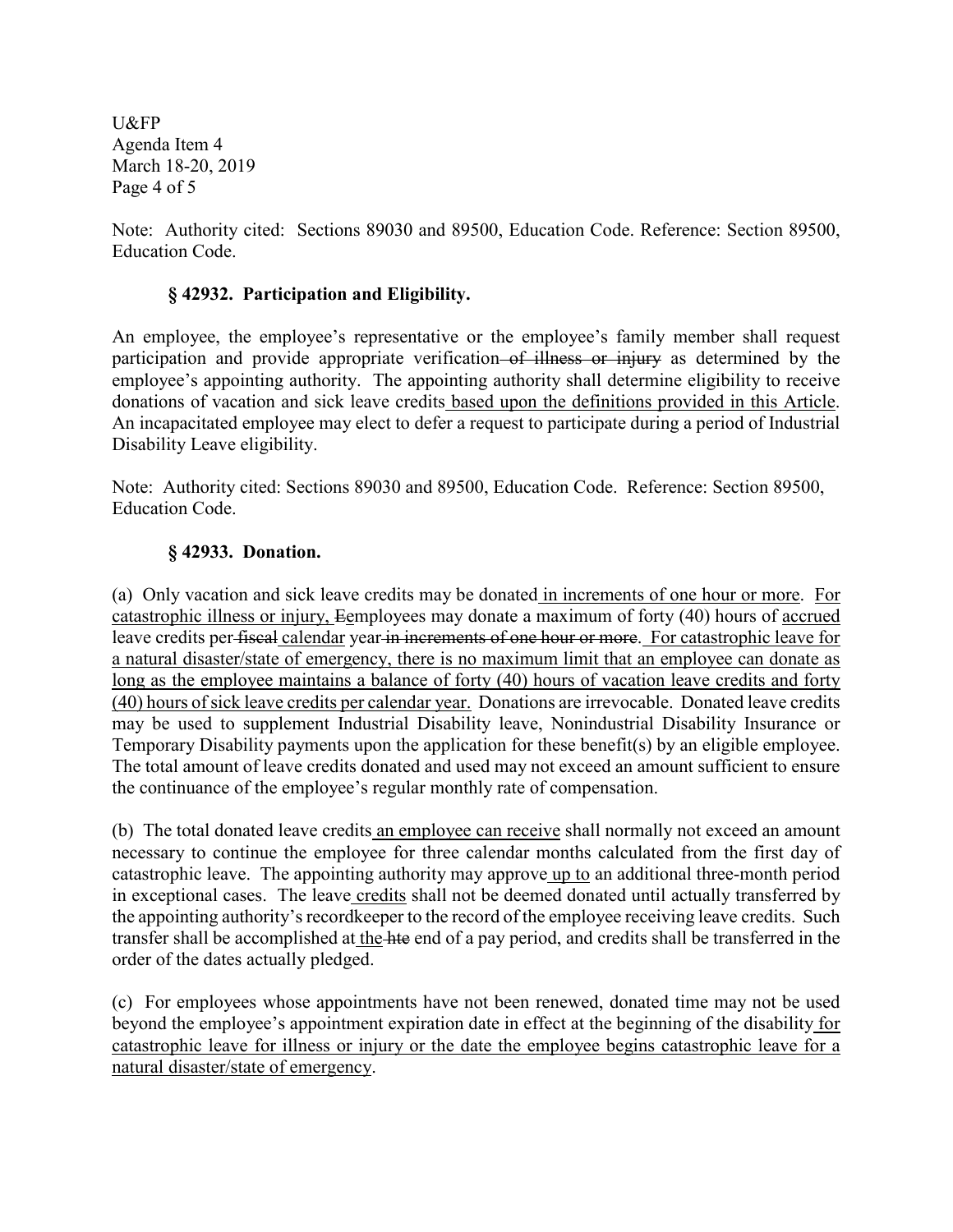Note: Authority cited: Sections 89030 and 89500, Education Code. Reference: Section 89500, Education Code.

### § 42932. Participation and Eligibility.

An employee, the employee's representative or the employee's family member shall request participation and provide appropriate verification~~ of illness or injury~~ as determined by the employee's appointing authority. The appointing authority shall determine eligibility to receive donations of vacation and sick leave credits<u> based upon the definitions provided in this Article</u>. An incapacitated employee may elect to defer a request to participate during a period of Industrial Disability Leave eligibility.

Note: Authority cited: Sections 89030 and 89500, Education Code. Reference: Section 89500, Education Code.

### § 42933. Donation.

(a) Only vacation and sick leave credits may be donated<u> in increments of one hour or more</u>. <u>For catastrophic illness or injury, </u>~~E~~<u>e</u>mployees may donate a maximum of forty (40) hours of <u>accrued</u> leave credits per~~ fiscal~~ <u>calendar</u> year~~ in increments of one hour or more~~. <u>For catastrophic leave for a natural disaster/state of emergency, there is no maximum limit that an employee can donate as long as the employee maintains a balance of forty (40) hours of vacation leave credits and forty (40) hours of sick leave credits per calendar year.</u> Donations are irrevocable. Donated leave credits may be used to supplement Industrial Disability leave, Nonindustrial Disability Insurance or Temporary Disability payments upon the application for these benefit(s) by an eligible employee. The total amount of leave credits donated and used may not exceed an amount sufficient to ensure the continuance of the employee's regular monthly rate of compensation.

(b) The total donated leave credits<u> an employee can receive</u> shall normally not exceed an amount necessary to continue the employee for three calendar months calculated from the first day of catastrophic leave. The appointing authority may approve<u> up to</u> an additional three-month period in exceptional cases. The leave<u> credits</u> shall not be deemed donated until actually transferred by the appointing authority's recordkeeper to the record of the employee receiving leave credits. Such transfer shall be accomplished at<u> the</u>~~ hte~~ end of a pay period, and credits shall be transferred in the order of the dates actually pledged.

(c) For employees whose appointments have not been renewed, donated time may not be used beyond the employee's appointment expiration date in effect at the beginning of the disability<u> for catastrophic leave for illness or injury or the date the employee begins catastrophic leave for a natural disaster/state of emergency</u>.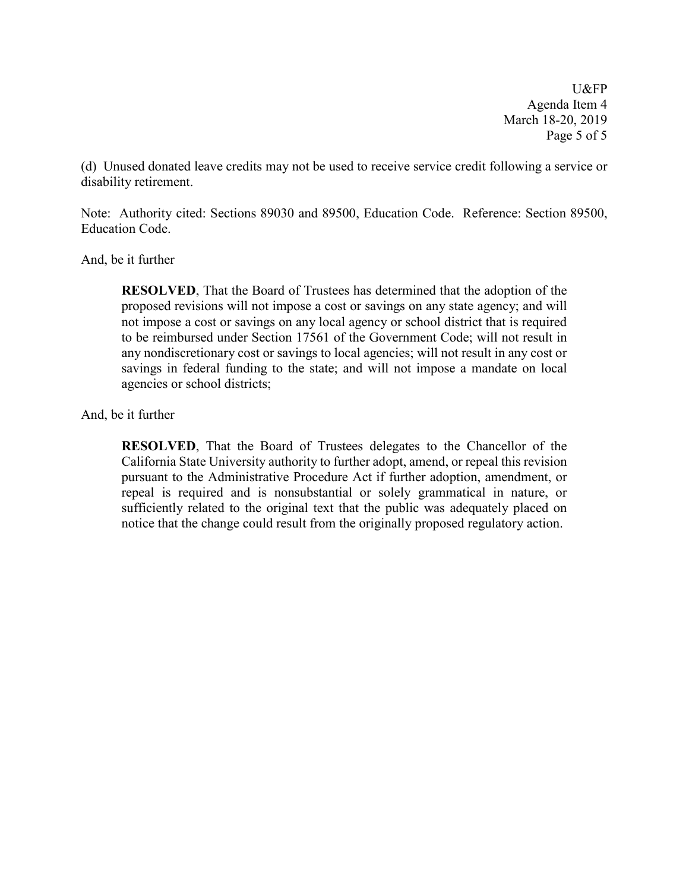(d) Unused donated leave credits may not be used to receive service credit following a service or disability retirement.

Note: Authority cited: Sections 89030 and 89500, Education Code. Reference: Section 89500, Education Code.

And, be it further

> **RESOLVED**, That the Board of Trustees has determined that the adoption of the proposed revisions will not impose a cost or savings on any state agency; and will not impose a cost or savings on any local agency or school district that is required to be reimbursed under Section 17561 of the Government Code; will not result in any nondiscretionary cost or savings to local agencies; will not result in any cost or savings in federal funding to the state; and will not impose a mandate on local agencies or school districts;

And, be it further

> **RESOLVED**, That the Board of Trustees delegates to the Chancellor of the California State University authority to further adopt, amend, or repeal this revision pursuant to the Administrative Procedure Act if further adoption, amendment, or repeal is required and is nonsubstantial or solely grammatical in nature, or sufficiently related to the original text that the public was adequately placed on notice that the change could result from the originally proposed regulatory action.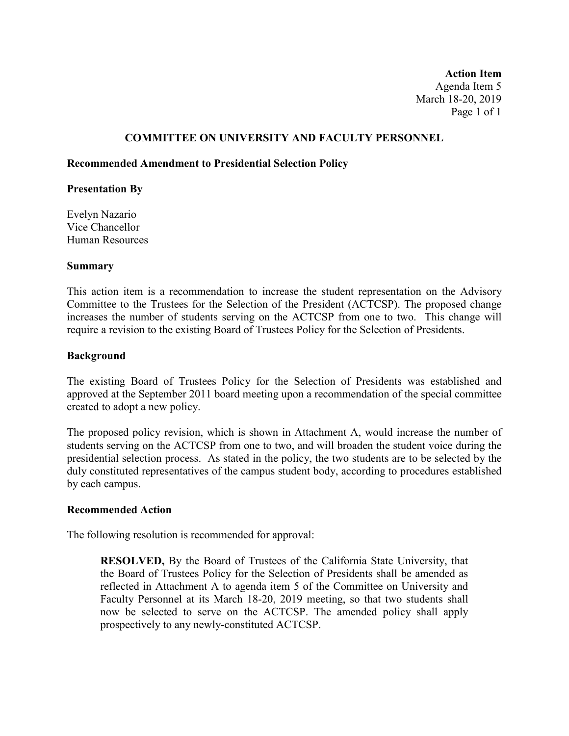**Action Item**
Agenda Item 5
March 18-20, 2019

## COMMITTEE ON UNIVERSITY AND FACULTY PERSONNEL

**Recommended Amendment to Presidential Selection Policy**

**Presentation By**

Evelyn Nazario
Vice Chancellor
Human Resources

**Summary**

This action item is a recommendation to increase the student representation on the Advisory Committee to the Trustees for the Selection of the President (ACTCSP). The proposed change increases the number of students serving on the ACTCSP from one to two. This change will require a revision to the existing Board of Trustees Policy for the Selection of Presidents.

**Background**

The existing Board of Trustees Policy for the Selection of Presidents was established and approved at the September 2011 board meeting upon a recommendation of the special committee created to adopt a new policy.

The proposed policy revision, which is shown in Attachment A, would increase the number of students serving on the ACTCSP from one to two, and will broaden the student voice during the presidential selection process. As stated in the policy, the two students are to be selected by the duly constituted representatives of the campus student body, according to procedures established by each campus.

**Recommended Action**

The following resolution is recommended for approval:

> **RESOLVED,** By the Board of Trustees of the California State University, that the Board of Trustees Policy for the Selection of Presidents shall be amended as reflected in Attachment A to agenda item 5 of the Committee on University and Faculty Personnel at its March 18-20, 2019 meeting, so that two students shall now be selected to serve on the ACTCSP. The amended policy shall apply prospectively to any newly-constituted ACTCSP.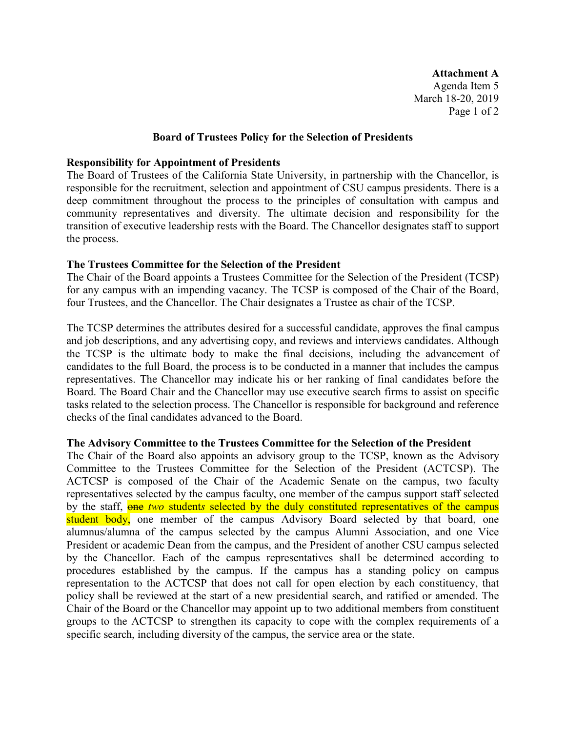**Attachment A**
Agenda Item 5
March 18-20, 2019

## Board of Trustees Policy for the Selection of Presidents

### Responsibility for Appointment of Presidents

The Board of Trustees of the California State University, in partnership with the Chancellor, is responsible for the recruitment, selection and appointment of CSU campus presidents. There is a deep commitment throughout the process to the principles of consultation with campus and community representatives and diversity. The ultimate decision and responsibility for the transition of executive leadership rests with the Board. The Chancellor designates staff to support the process.

### The Trustees Committee for the Selection of the President

The Chair of the Board appoints a Trustees Committee for the Selection of the President (TCSP) for any campus with an impending vacancy. The TCSP is composed of the Chair of the Board, four Trustees, and the Chancellor. The Chair designates a Trustee as chair of the TCSP.

The TCSP determines the attributes desired for a successful candidate, approves the final campus and job descriptions, and any advertising copy, and reviews and interviews candidates. Although the TCSP is the ultimate body to make the final decisions, including the advancement of candidates to the full Board, the process is to be conducted in a manner that includes the campus representatives. The Chancellor may indicate his or her ranking of final candidates before the Board. The Board Chair and the Chancellor may use executive search firms to assist on specific tasks related to the selection process. The Chancellor is responsible for background and reference checks of the final candidates advanced to the Board.

### The Advisory Committee to the Trustees Committee for the Selection of the President

The Chair of the Board also appoints an advisory group to the TCSP, known as the Advisory Committee to the Trustees Committee for the Selection of the President (ACTCSP). The ACTCSP is composed of the Chair of the Academic Senate on the campus, two faculty representatives selected by the campus faculty, one member of the campus support staff selected by the staff, ~~one~~ *two* student*s* selected by the duly constituted representatives of the campus student body, one member of the campus Advisory Board selected by that board, one alumnus/alumna of the campus selected by the campus Alumni Association, and one Vice President or academic Dean from the campus, and the President of another CSU campus selected by the Chancellor. Each of the campus representatives shall be determined according to procedures established by the campus. If the campus has a standing policy on campus representation to the ACTCSP that does not call for open election by each constituency, that policy shall be reviewed at the start of a new presidential search, and ratified or amended. The Chair of the Board or the Chancellor may appoint up to two additional members from constituent groups to the ACTCSP to strengthen its capacity to cope with the complex requirements of a specific search, including diversity of the campus, the service area or the state.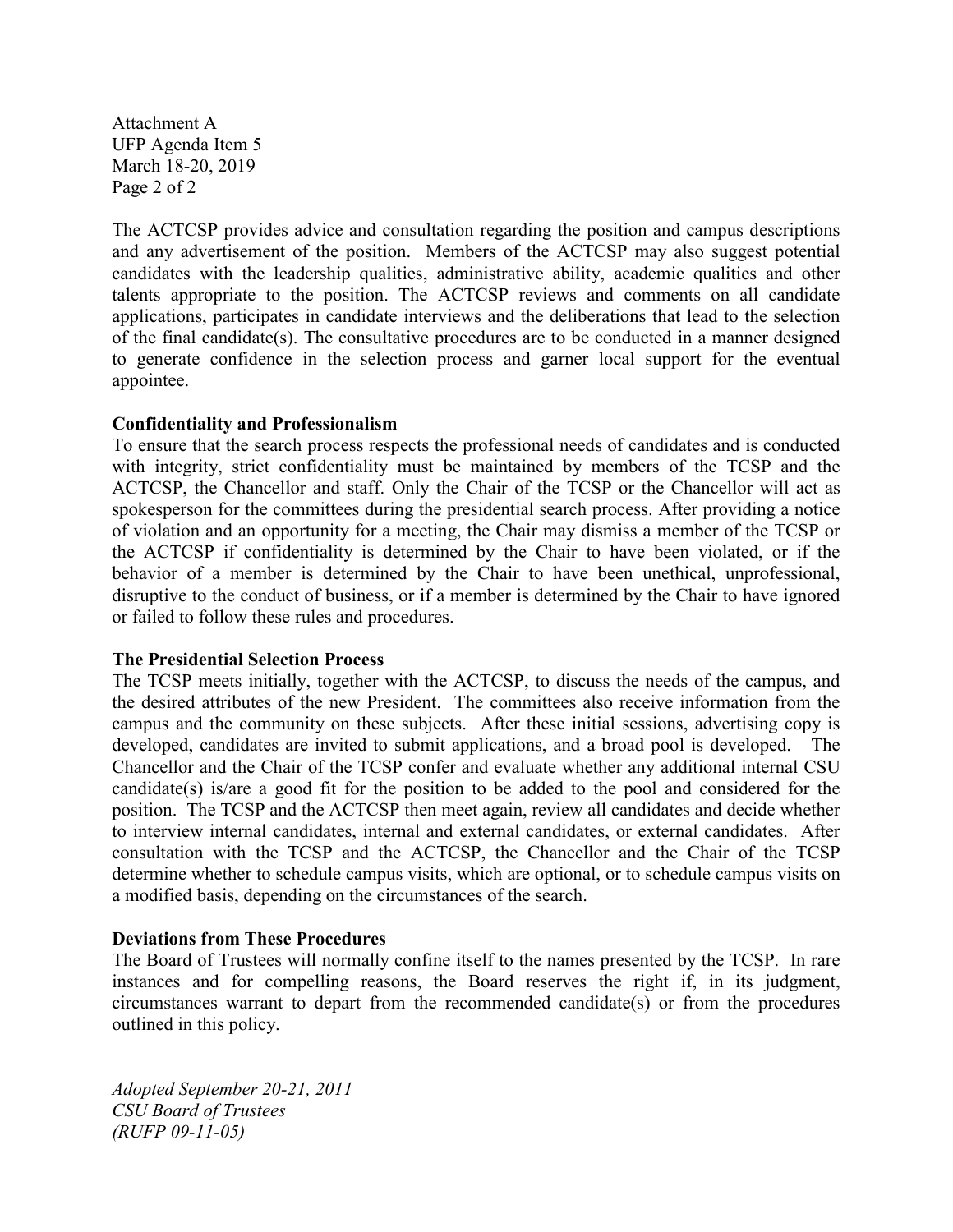Attachment A
UFP Agenda Item 5
March 18-20, 2019

The ACTCSP provides advice and consultation regarding the position and campus descriptions and any advertisement of the position. Members of the ACTCSP may also suggest potential candidates with the leadership qualities, administrative ability, academic qualities and other talents appropriate to the position. The ACTCSP reviews and comments on all candidate applications, participates in candidate interviews and the deliberations that lead to the selection of the final candidate(s). The consultative procedures are to be conducted in a manner designed to generate confidence in the selection process and garner local support for the eventual appointee.

**Confidentiality and Professionalism**

To ensure that the search process respects the professional needs of candidates and is conducted with integrity, strict confidentiality must be maintained by members of the TCSP and the ACTCSP, the Chancellor and staff. Only the Chair of the TCSP or the Chancellor will act as spokesperson for the committees during the presidential search process. After providing a notice of violation and an opportunity for a meeting, the Chair may dismiss a member of the TCSP or the ACTCSP if confidentiality is determined by the Chair to have been violated, or if the behavior of a member is determined by the Chair to have been unethical, unprofessional, disruptive to the conduct of business, or if a member is determined by the Chair to have ignored or failed to follow these rules and procedures.

**The Presidential Selection Process**

The TCSP meets initially, together with the ACTCSP, to discuss the needs of the campus, and the desired attributes of the new President. The committees also receive information from the campus and the community on these subjects. After these initial sessions, advertising copy is developed, candidates are invited to submit applications, and a broad pool is developed. The Chancellor and the Chair of the TCSP confer and evaluate whether any additional internal CSU candidate(s) is/are a good fit for the position to be added to the pool and considered for the position. The TCSP and the ACTCSP then meet again, review all candidates and decide whether to interview internal candidates, internal and external candidates, or external candidates. After consultation with the TCSP and the ACTCSP, the Chancellor and the Chair of the TCSP determine whether to schedule campus visits, which are optional, or to schedule campus visits on a modified basis, depending on the circumstances of the search.

**Deviations from These Procedures**

The Board of Trustees will normally confine itself to the names presented by the TCSP. In rare instances and for compelling reasons, the Board reserves the right if, in its judgment, circumstances warrant to depart from the recommended candidate(s) or from the procedures outlined in this policy.

*Adopted September 20-21, 2011*
*CSU Board of Trustees*
*(RUFP 09-11-05)*